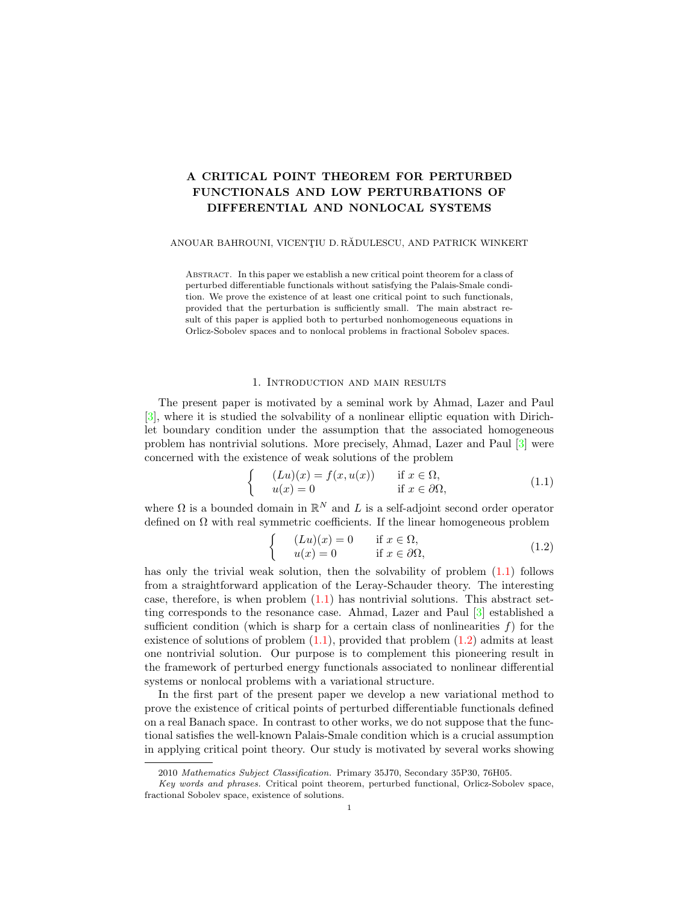# A CRITICAL POINT THEOREM FOR PERTURBED FUNCTIONALS AND LOW PERTURBATIONS OF DIFFERENTIAL AND NONLOCAL SYSTEMS

ANOUAR BAHROUNI, VICENŢIU D. RĂDULESCU, AND PATRICK WINKERT

Abstract. In this paper we establish a new critical point theorem for a class of perturbed differentiable functionals without satisfying the Palais-Smale condition. We prove the existence of at least one critical point to such functionals, provided that the perturbation is sufficiently small. The main abstract result of this paper is applied both to perturbed nonhomogeneous equations in Orlicz-Sobolev spaces and to nonlocal problems in fractional Sobolev spaces.

## 1. Introduction and main results

The present paper is motivated by a seminal work by Ahmad, Lazer and Paul [3], where it is studied the solvability of a nonlinear elliptic equation with Dirichlet boundary condition under the assumption that the associated homogeneous problem has nontrivial solutions. More precisely, Ahmad, Lazer and Paul [3] were concerned with the existence of weak solutions of the problem

$$
\begin{cases} (Lu)(x) = f(x, u(x)) & \text{if } x \in \Omega, \\ u(x) = 0 & \text{if } x \in \partial\Omega, \end{cases} \tag{1.1}
$$

where $\Omega$ is a bounded domain in $\mathbb{R}^N$ and $L$ is a self-adjoint second order operator defined on $\Omega$ with real symmetric coefficients. If the linear homogeneous problem

$$
\begin{cases} (Lu)(x) = 0 & \text{if } x \in \Omega, \\ u(x) = 0 & \text{if } x \in \partial\Omega, \end{cases} \tag{1.2}
$$

has only the trivial weak solution, then the solvability of problem (1.1) follows from a straightforward application of the Leray-Schauder theory. The interesting case, therefore, is when problem (1.1) has nontrivial solutions. This abstract setting corresponds to the resonance case. Ahmad, Lazer and Paul [3] established a sufficient condition (which is sharp for a certain class of nonlinearities $f$) for the existence of solutions of problem (1.1), provided that problem (1.2) admits at least one nontrivial solution. Our purpose is to complement this pioneering result in the framework of perturbed energy functionals associated to nonlinear differential systems or nonlocal problems with a variational structure.

In the first part of the present paper we develop a new variational method to prove the existence of critical points of perturbed differentiable functionals defined on a real Banach space. In contrast to other works, we do not suppose that the functional satisfies the well-known Palais-Smale condition which is a crucial assumption in applying critical point theory. Our study is motivated by several works showing

---

2010 *Mathematics Subject Classification.* Primary 35J70, Secondary 35P30, 76H05.

*Key words and phrases.* Critical point theorem, perturbed functional, Orlicz-Sobolev space, fractional Sobolev space, existence of solutions.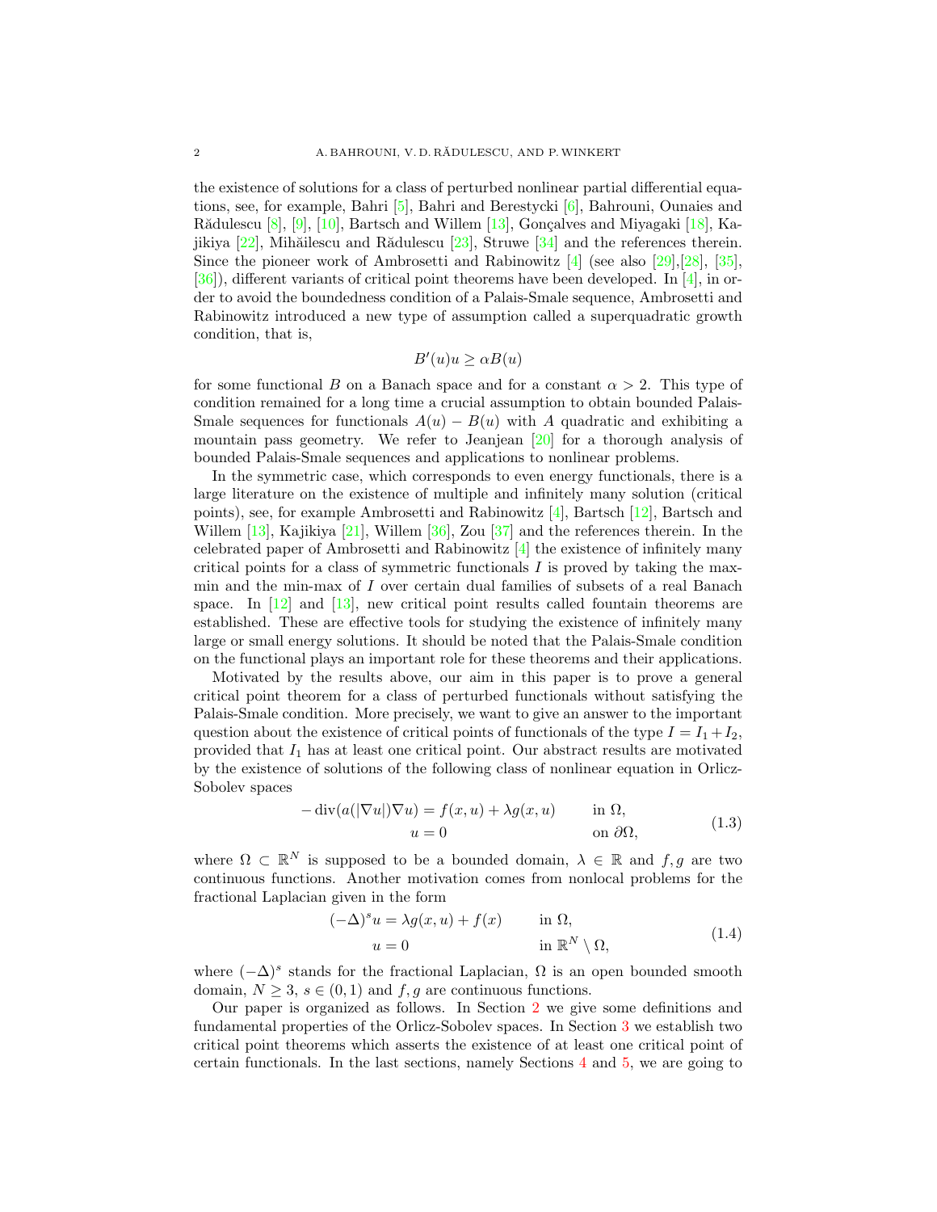the existence of solutions for a class of perturbed nonlinear partial differential equations, see, for example, Bahri [5], Bahri and Berestycki [6], Bahrouni, Ounaies and Rădulescu [8], [9], [10], Bartsch and Willem [13], Gonçalves and Miyagaki [18], Kajikiya [22], Mihăilescu and Rădulescu [23], Struwe [34] and the references therein. Since the pioneer work of Ambrosetti and Rabinowitz [4] (see also [29],[28], [35], [36]), different variants of critical point theorems have been developed. In [4], in order to avoid the boundedness condition of a Palais-Smale sequence, Ambrosetti and Rabinowitz introduced a new type of assumption called a superquadratic growth condition, that is,

$$B'(u)u \geq \alpha B(u)$$

for some functional $B$ on a Banach space and for a constant $\alpha > 2$. This type of condition remained for a long time a crucial assumption to obtain bounded Palais-Smale sequences for functionals $A(u) - B(u)$ with $A$ quadratic and exhibiting a mountain pass geometry. We refer to Jeanjean [20] for a thorough analysis of bounded Palais-Smale sequences and applications to nonlinear problems.

In the symmetric case, which corresponds to even energy functionals, there is a large literature on the existence of multiple and infinitely many solution (critical points), see, for example Ambrosetti and Rabinowitz [4], Bartsch [12], Bartsch and Willem [13], Kajikiya [21], Willem [36], Zou [37] and the references therein. In the celebrated paper of Ambrosetti and Rabinowitz [4] the existence of infinitely many critical points for a class of symmetric functionals $I$ is proved by taking the max-min and the min-max of $I$ over certain dual families of subsets of a real Banach space. In [12] and [13], new critical point results called fountain theorems are established. These are effective tools for studying the existence of infinitely many large or small energy solutions. It should be noted that the Palais-Smale condition on the functional plays an important role for these theorems and their applications.

Motivated by the results above, our aim in this paper is to prove a general critical point theorem for a class of perturbed functionals without satisfying the Palais-Smale condition. More precisely, we want to give an answer to the important question about the existence of critical points of functionals of the type $I = I_1 + I_2$, provided that $I_1$ has at least one critical point. Our abstract results are motivated by the existence of solutions of the following class of nonlinear equation in Orlicz-Sobolev spaces

$$\begin{aligned} -\operatorname{div}(a(|\nabla u|)\nabla u) &= f(x,u) + \lambda g(x,u) && \text{in } \Omega, \\ u &= 0 && \text{on } \partial\Omega, \end{aligned} \tag{1.3}$$

where $\Omega \subset \mathbb{R}^N$ is supposed to be a bounded domain, $\lambda \in \mathbb{R}$ and $f, g$ are two continuous functions. Another motivation comes from nonlocal problems for the fractional Laplacian given in the form

$$\begin{aligned} (-\Delta)^s u &= \lambda g(x,u) + f(x) && \text{in } \Omega, \\ u &= 0 && \text{in } \mathbb{R}^N \setminus \Omega, \end{aligned} \tag{1.4}$$

where $(-\Delta)^s$ stands for the fractional Laplacian, $\Omega$ is an open bounded smooth domain, $N \geq 3$, $s \in (0,1)$ and $f, g$ are continuous functions.

Our paper is organized as follows. In Section 2 we give some definitions and fundamental properties of the Orlicz-Sobolev spaces. In Section 3 we establish two critical point theorems which asserts the existence of at least one critical point of certain functionals. In the last sections, namely Sections 4 and 5, we are going to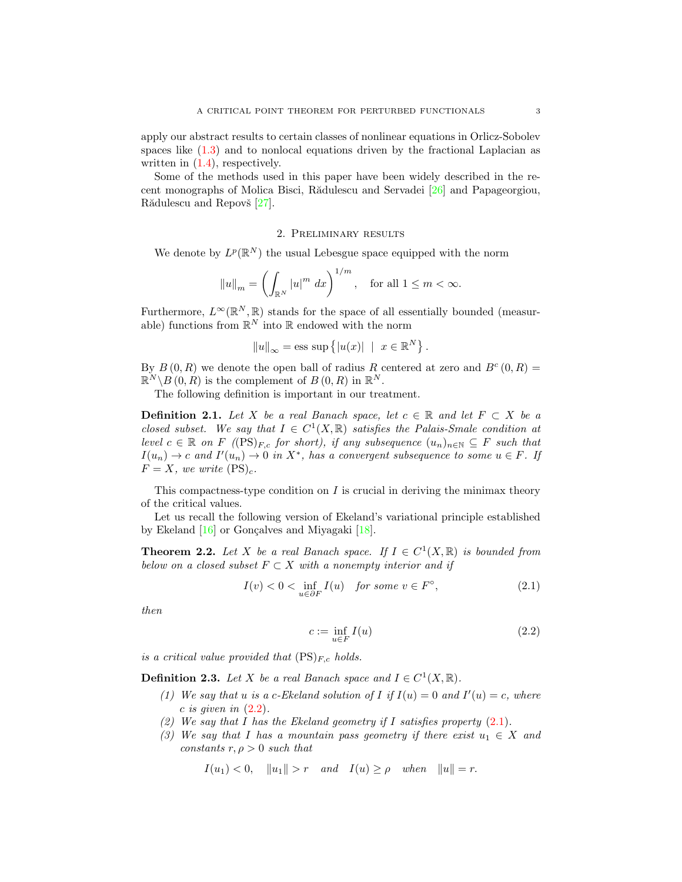apply our abstract results to certain classes of nonlinear equations in Orlicz-Sobolev spaces like (1.3) and to nonlocal equations driven by the fractional Laplacian as written in (1.4), respectively.

Some of the methods used in this paper have been widely described in the recent monographs of Molica Bisci, Rădulescu and Servadei [26] and Papageorgiou, Rădulescu and Repovš [27].

## 2. Preliminary results

We denote by $L^p(\mathbb{R}^N)$ the usual Lebesgue space equipped with the norm

$$\|u\|_m = \left(\int_{\mathbb{R}^N} |u|^m \, dx\right)^{1/m}, \quad \text{for all } 1 \le m < \infty.$$

Furthermore, $L^\infty(\mathbb{R}^N, \mathbb{R})$ stands for the space of all essentially bounded (measurable) functions from $\mathbb{R}^N$ into $\mathbb{R}$ endowed with the norm

$$\|u\|_\infty = \text{ess sup}\left\{|u(x)| \;\mid\; x \in \mathbb{R}^N\right\}.$$

By $B(0,R)$ we denote the open ball of radius $R$ centered at zero and $B^c(0,R) = \mathbb{R}^N \backslash B(0,R)$ is the complement of $B(0,R)$ in $\mathbb{R}^N$.

The following definition is important in our treatment.

**Definition 2.1.** *Let $X$ be a real Banach space, let $c \in \mathbb{R}$ and let $F \subset X$ be a closed subset. We say that $I \in C^1(X, \mathbb{R})$ satisfies the Palais-Smale condition at level $c \in \mathbb{R}$ on $F$ ($(\mathrm{PS})_{F,c}$ for short), if any subsequence $(u_n)_{n\in\mathbb{N}} \subseteq F$ such that $I(u_n) \to c$ and $I'(u_n) \to 0$ in $X^*$, has a convergent subsequence to some $u \in F$. If $F = X$, we write $(\mathrm{PS})_c$.*

This compactness-type condition on $I$ is crucial in deriving the minimax theory of the critical values.

Let us recall the following version of Ekeland's variational principle established by Ekeland [16] or Gonçalves and Miyagaki [18].

**Theorem 2.2.** *Let $X$ be a real Banach space. If $I \in C^1(X, \mathbb{R})$ is bounded from below on a closed subset $F \subset X$ with a nonempty interior and if*

$$I(v) < 0 < \inf_{u \in \partial F} I(u) \quad \text{for some } v \in F^\circ, \tag{2.1}$$

*then*

$$c := \inf_{u \in F} I(u) \tag{2.2}$$

*is a critical value provided that $(\mathrm{PS})_{F,c}$ holds.*

**Definition 2.3.** *Let $X$ be a real Banach space and $I \in C^1(X, \mathbb{R})$.*

1. *We say that $u$ is a $c$-Ekeland solution of $I$ if $I(u) = 0$ and $I'(u) = c$, where $c$ is given in (2.2).*
2. *We say that $I$ has the Ekeland geometry if $I$ satisfies property (2.1).*
3. *We say that $I$ has a mountain pass geometry if there exist $u_1 \in X$ and constants $r, \rho > 0$ such that*

$$I(u_1) < 0, \quad \|u_1\| > r \quad \text{and} \quad I(u) \ge \rho \quad \text{when} \quad \|u\| = r.$$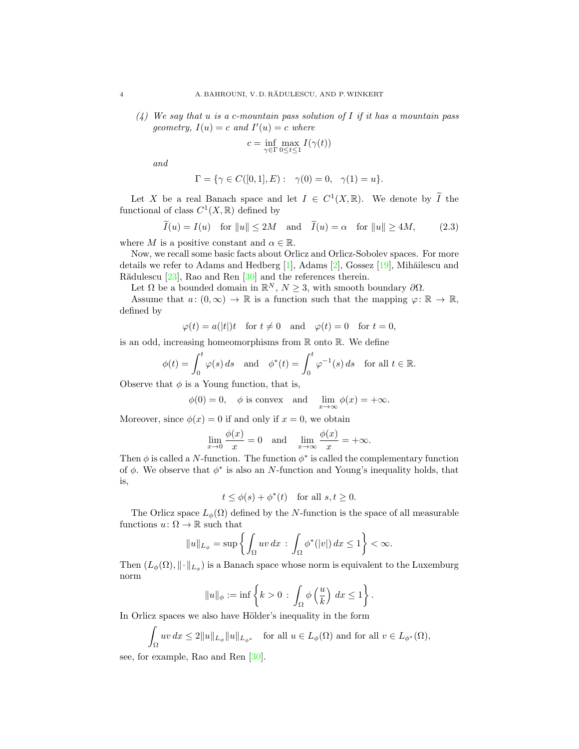*(4) We say that $u$ is a $c$-mountain pass solution of $I$ if it has a mountain pass geometry, $I(u) = c$ and $I'(u) = c$ where*

$$c = \inf_{\gamma \in \Gamma} \max_{0 \leq t \leq 1} I(\gamma(t))$$

*and*

$$\Gamma = \{\gamma \in C([0,1], E) : \quad \gamma(0) = 0, \quad \gamma(1) = u\}.$$

Let $X$ be a real Banach space and let $I \in C^1(X, \mathbb{R})$. We denote by $\widetilde{I}$ the functional of class $C^1(X, \mathbb{R})$ defined by

$$\widetilde{I}(u) = I(u) \quad \text{for } \|u\| \leq 2M \quad \text{and} \quad \widetilde{I}(u) = \alpha \quad \text{for } \|u\| \geq 4M, \tag{2.3}$$

where $M$ is a positive constant and $\alpha \in \mathbb{R}$.

Now, we recall some basic facts about Orlicz and Orlicz-Sobolev spaces. For more details we refer to Adams and Hedberg [1], Adams [2], Gossez [19], Mihăilescu and Rădulescu [23], Rao and Ren [30] and the references therein.

Let $\Omega$ be a bounded domain in $\mathbb{R}^N$, $N \geq 3$, with smooth boundary $\partial\Omega$.

Assume that $a \colon (0, \infty) \to \mathbb{R}$ is a function such that the mapping $\varphi \colon \mathbb{R} \to \mathbb{R}$, defined by

$$\varphi(t) = a(|t|)t \quad \text{for } t \neq 0 \quad \text{and} \quad \varphi(t) = 0 \quad \text{for } t = 0,$$

is an odd, increasing homeomorphisms from $\mathbb{R}$ onto $\mathbb{R}$. We define

$$\phi(t) = \int_0^t \varphi(s)\, ds \quad \text{and} \quad \phi^*(t) = \int_0^t \varphi^{-1}(s)\, ds \quad \text{for all } t \in \mathbb{R}.$$

Observe that $\phi$ is a Young function, that is,

$$\phi(0) = 0, \quad \phi \text{ is convex} \quad \text{and} \quad \lim_{x \to \infty} \phi(x) = +\infty.$$

Moreover, since $\phi(x) = 0$ if and only if $x = 0$, we obtain

$$\lim_{x \to 0} \frac{\phi(x)}{x} = 0 \quad \text{and} \quad \lim_{x \to \infty} \frac{\phi(x)}{x} = +\infty.$$

Then $\phi$ is called a $N$-function. The function $\phi^*$ is called the complementary function of $\phi$. We observe that $\phi^*$ is also an $N$-function and Young's inequality holds, that is,

$$t \leq \phi(s) + \phi^*(t) \quad \text{for all } s, t \geq 0.$$

The Orlicz space $L_\phi(\Omega)$ defined by the $N$-function is the space of all measurable functions $u \colon \Omega \to \mathbb{R}$ such that

$$\|u\|_{L_\phi} = \sup\left\{ \int_\Omega uv\, dx \,:\, \int_\Omega \phi^*(|v|)\, dx \leq 1 \right\} < \infty.$$

Then $(L_\phi(\Omega), \|\cdot\|_{L_\phi})$ is a Banach space whose norm is equivalent to the Luxemburg norm

$$\|u\|_\phi := \inf\left\{ k > 0 \,:\, \int_\Omega \phi\left(\frac{u}{k}\right)\, dx \leq 1 \right\}.$$

In Orlicz spaces we also have Hölder's inequality in the form

$$\int_\Omega uv\, dx \leq 2\|u\|_{L_\phi}\|u\|_{L_{\phi^*}} \quad \text{for all } u \in L_\phi(\Omega) \text{ and for all } v \in L_{\phi^*}(\Omega),$$

see, for example, Rao and Ren [30].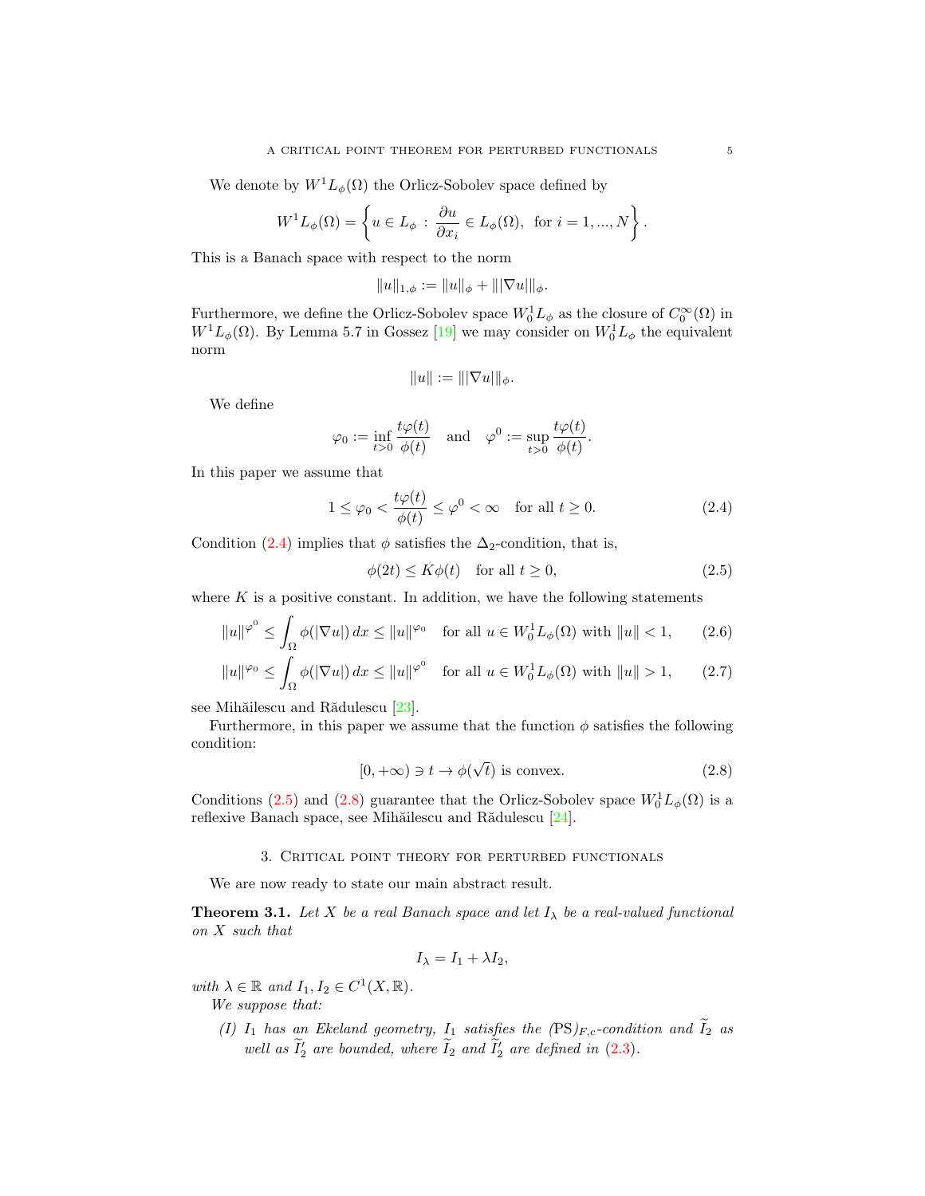We denote by $W^1L_\phi(\Omega)$ the Orlicz-Sobolev space defined by

$$W^1L_\phi(\Omega) = \left\{ u \in L_\phi \, : \, \frac{\partial u}{\partial x_i} \in L_\phi(\Omega), \text{ for } i = 1, ..., N \right\}.$$

This is a Banach space with respect to the norm

$$\|u\|_{1,\phi} := \|u\|_\phi + \||\nabla u|\|_\phi.$$

Furthermore, we define the Orlicz-Sobolev space $W_0^1L_\phi$ as the closure of $C_0^\infty(\Omega)$ in $W^1L_\phi(\Omega)$. By Lemma 5.7 in Gossez [19] we may consider on $W_0^1L_\phi$ the equivalent norm

$$\|u\| := \||\nabla u|\|_\phi.$$

We define

$$\varphi_0 := \inf_{t>0} \frac{t\varphi(t)}{\phi(t)} \quad \text{and} \quad \varphi^0 := \sup_{t>0} \frac{t\varphi(t)}{\phi(t)}.$$

In this paper we assume that

$$1 \leq \varphi_0 < \frac{t\varphi(t)}{\phi(t)} \leq \varphi^0 < \infty \quad \text{for all } t \geq 0. \tag{2.4}$$

Condition (2.4) implies that $\phi$ satisfies the $\Delta_2$-condition, that is,

$$\phi(2t) \leq K\phi(t) \quad \text{for all } t \geq 0, \tag{2.5}$$

where $K$ is a positive constant. In addition, we have the following statements

$$\|u\|^{\varphi^0} \leq \int_\Omega \phi(|\nabla u|)\,dx \leq \|u\|^{\varphi_0} \quad \text{for all } u \in W_0^1L_\phi(\Omega) \text{ with } \|u\| < 1, \tag{2.6}$$

$$\|u\|^{\varphi_0} \leq \int_\Omega \phi(|\nabla u|)\,dx \leq \|u\|^{\varphi^0} \quad \text{for all } u \in W_0^1L_\phi(\Omega) \text{ with } \|u\| > 1, \tag{2.7}$$

see Mihăilescu and Rădulescu [23].

Furthermore, in this paper we assume that the function $\phi$ satisfies the following condition:

$$[0, +\infty) \ni t \to \phi(\sqrt{t}) \text{ is convex.} \tag{2.8}$$

Conditions (2.5) and (2.8) guarantee that the Orlicz-Sobolev space $W_0^1L_\phi(\Omega)$ is a reflexive Banach space, see Mihăilescu and Rădulescu [24].

## 3. Critical point theory for perturbed functionals

We are now ready to state our main abstract result.

**Theorem 3.1.** *Let $X$ be a real Banach space and let $I_\lambda$ be a real-valued functional on $X$ such that*

$$I_\lambda = I_1 + \lambda I_2,$$

*with $\lambda \in \mathbb{R}$ and $I_1, I_2 \in C^1(X, \mathbb{R})$.*

*We suppose that:*

*(I) $I_1$ has an Ekeland geometry, $I_1$ satisfies the $(\mathrm{PS})_{F,c}$-condition and $\widetilde{I}_2$ as well as $\widetilde{I}_2'$ are bounded, where $\widetilde{I}_2$ and $\widetilde{I}_2'$ are defined in (2.3).*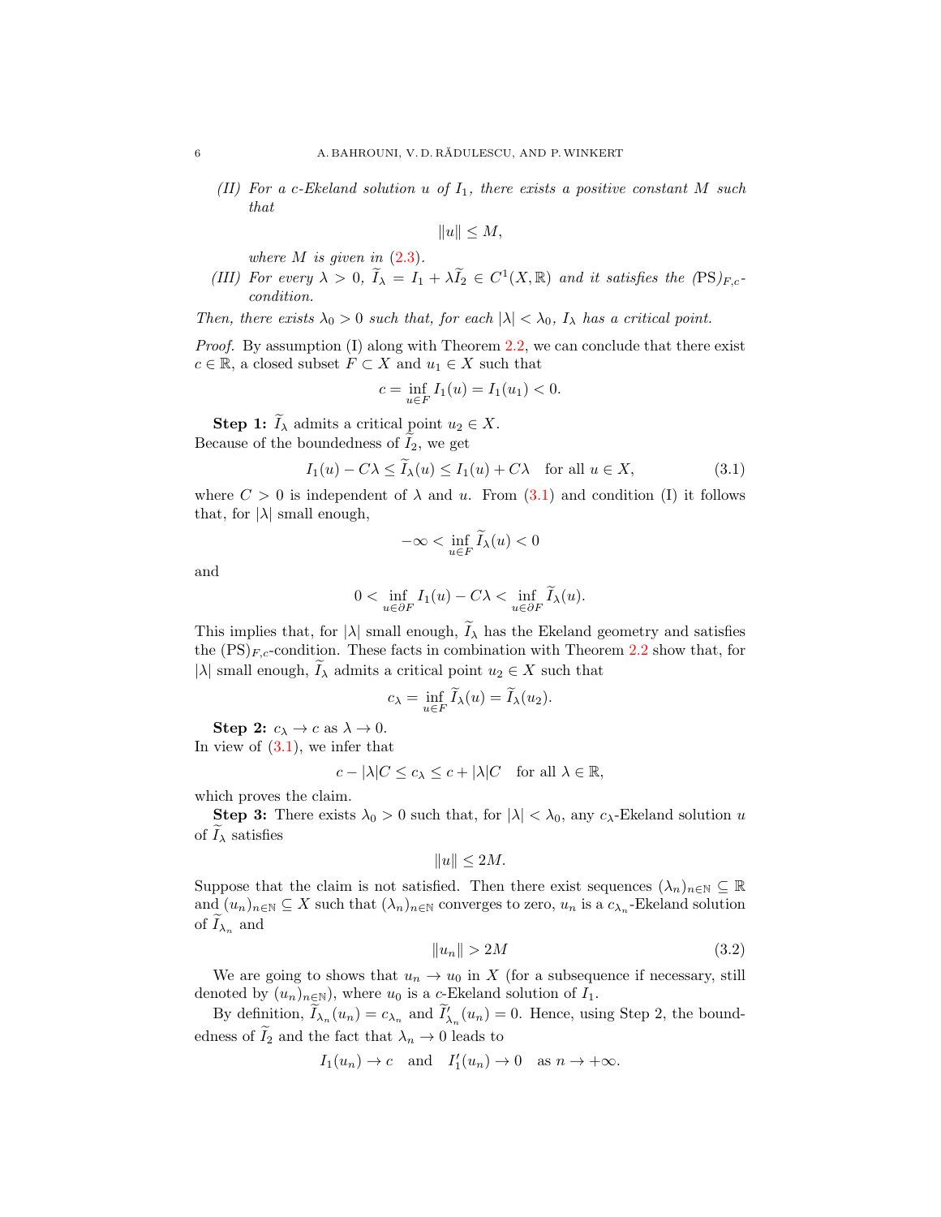*(II) For a c-Ekeland solution $u$ of $I_1$, there exists a positive constant $M$ such that*

$$\|u\| \leq M,$$

*where $M$ is given in (2.3).*

*(III) For every $\lambda > 0$, $\widetilde{I}_\lambda = I_1 + \lambda \widetilde{I}_2 \in C^1(X, \mathbb{R})$ and it satisfies the $(\mathrm{PS})_{F,c}$-condition.*

*Then, there exists $\lambda_0 > 0$ such that, for each $|\lambda| < \lambda_0$, $I_\lambda$ has a critical point.*

*Proof.* By assumption (I) along with Theorem 2.2, we can conclude that there exist $c \in \mathbb{R}$, a closed subset $F \subset X$ and $u_1 \in X$ such that

$$c = \inf_{u \in F} I_1(u) = I_1(u_1) < 0.$$

**Step 1:** $\widetilde{I}_\lambda$ admits a critical point $u_2 \in X$.
Because of the boundedness of $\widetilde{I}_2$, we get

$$I_1(u) - C\lambda \leq \widetilde{I}_\lambda(u) \leq I_1(u) + C\lambda \quad \text{for all } u \in X, \tag{3.1}$$

where $C > 0$ is independent of $\lambda$ and $u$. From (3.1) and condition (I) it follows that, for $|\lambda|$ small enough,

$$-\infty < \inf_{u \in F} \widetilde{I}_\lambda(u) < 0$$

and

$$0 < \inf_{u \in \partial F} I_1(u) - C\lambda < \inf_{u \in \partial F} \widetilde{I}_\lambda(u).$$

This implies that, for $|\lambda|$ small enough, $\widetilde{I}_\lambda$ has the Ekeland geometry and satisfies the $(\mathrm{PS})_{F,c}$-condition. These facts in combination with Theorem 2.2 show that, for $|\lambda|$ small enough, $\widetilde{I}_\lambda$ admits a critical point $u_2 \in X$ such that

$$c_\lambda = \inf_{u \in F} \widetilde{I}_\lambda(u) = \widetilde{I}_\lambda(u_2).$$

**Step 2:** $c_\lambda \to c$ as $\lambda \to 0$.
In view of (3.1), we infer that

$$c - |\lambda| C \leq c_\lambda \leq c + |\lambda| C \quad \text{for all } \lambda \in \mathbb{R},$$

which proves the claim.

**Step 3:** There exists $\lambda_0 > 0$ such that, for $|\lambda| < \lambda_0$, any $c_\lambda$-Ekeland solution $u$ of $\widetilde{I}_\lambda$ satisfies

$$\|u\| \leq 2M.$$

Suppose that the claim is not satisfied. Then there exist sequences $(\lambda_n)_{n \in \mathbb{N}} \subseteq \mathbb{R}$ and $(u_n)_{n \in \mathbb{N}} \subseteq X$ such that $(\lambda_n)_{n \in \mathbb{N}}$ converges to zero, $u_n$ is a $c_{\lambda_n}$-Ekeland solution of $\widetilde{I}_{\lambda_n}$ and

$$\|u_n\| > 2M \tag{3.2}$$

We are going to shows that $u_n \to u_0$ in $X$ (for a subsequence if necessary, still denoted by $(u_n)_{n \in \mathbb{N}}$), where $u_0$ is a $c$-Ekeland solution of $I_1$.

By definition, $\widetilde{I}_{\lambda_n}(u_n) = c_{\lambda_n}$ and $\widetilde{I}'_{\lambda_n}(u_n) = 0$. Hence, using Step 2, the boundedness of $\widetilde{I}_2$ and the fact that $\lambda_n \to 0$ leads to

$$I_1(u_n) \to c \quad \text{and} \quad I_1'(u_n) \to 0 \quad \text{as } n \to +\infty.$$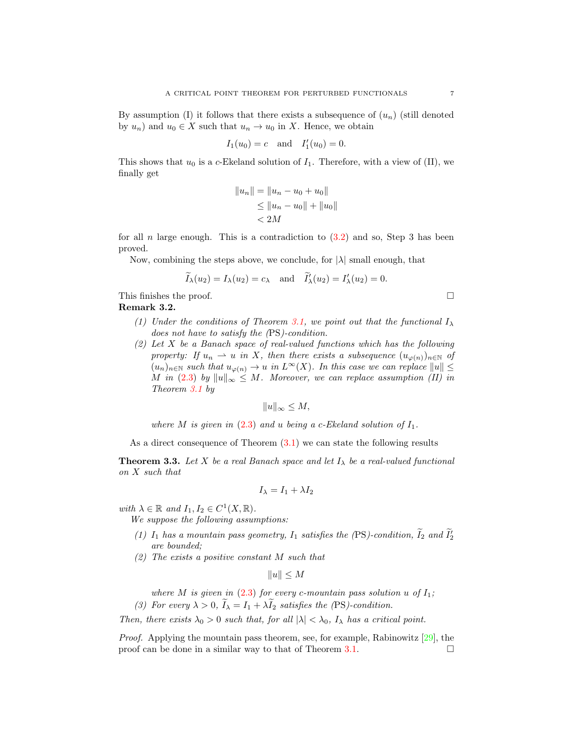By assumption (I) it follows that there exists a subsequence of $(u_n)$ (still denoted by $u_n$) and $u_0 \in X$ such that $u_n \to u_0$ in $X$. Hence, we obtain

$$I_1(u_0) = c \quad \text{and} \quad I_1'(u_0) = 0.$$

This shows that $u_0$ is a $c$-Ekeland solution of $I_1$. Therefore, with a view of (II), we finally get

$$\begin{aligned} \|u_n\| &= \|u_n - u_0 + u_0\| \\ &\leq \|u_n - u_0\| + \|u_0\| \\ &< 2M \end{aligned}$$

for all $n$ large enough. This is a contradiction to (3.2) and so, Step 3 has been proved.

Now, combining the steps above, we conclude, for $|\lambda|$ small enough, that

$$\widetilde{I}_\lambda(u_2) = I_\lambda(u_2) = c_\lambda \quad \text{and} \quad \widetilde{I}_\lambda'(u_2) = I_\lambda'(u_2) = 0.$$

This finishes the proof. □

**Remark 3.2.**

1. *Under the conditions of Theorem 3.1, we point out that the functional $I_\lambda$ does not have to satisfy the* (PS)*-condition.*
2. *Let $X$ be a Banach space of real-valued functions which has the following property: If $u_n \rightharpoonup u$ in $X$, then there exists a subsequence $(u_{\varphi(n)})_{n\in\mathbb{N}}$ of $(u_n)_{n\in\mathbb{N}}$ such that $u_{\varphi(n)} \to u$ in $L^\infty(X)$. In this case we can replace $\|u\| \leq M$ in (2.3) by $\|u\|_\infty \leq M$. Moreover, we can replace assumption (II) in Theorem 3.1 by*

$$\|u\|_\infty \leq M,$$

*where $M$ is given in (2.3) and $u$ being a $c$-Ekeland solution of $I_1$.*

As a direct consequence of Theorem (3.1) we can state the following results

**Theorem 3.3.** *Let $X$ be a real Banach space and let $I_\lambda$ be a real-valued functional on $X$ such that*

$$I_\lambda = I_1 + \lambda I_2$$

*with $\lambda \in \mathbb{R}$ and $I_1, I_2 \in C^1(X, \mathbb{R})$.*

*We suppose the following assumptions:*

1. *$I_1$ has a mountain pass geometry, $I_1$ satisfies the* (PS)*-condition, $\widetilde{I}_2$ and $\widetilde{I}_2'$ are bounded;*
2. *The exists a positive constant $M$ such that*

$$\|u\| \leq M$$

*where $M$ is given in (2.3) for every $c$-mountain pass solution $u$ of $I_1$;*

3. *For every $\lambda > 0$, $\widetilde{I}_\lambda = I_1 + \lambda \widetilde{I}_2$ satisfies the* (PS)*-condition.*

*Then, there exists $\lambda_0 > 0$ such that, for all $|\lambda| < \lambda_0$, $I_\lambda$ has a critical point.*

*Proof.* Applying the mountain pass theorem, see, for example, Rabinowitz [29], the proof can be done in a similar way to that of Theorem 3.1. □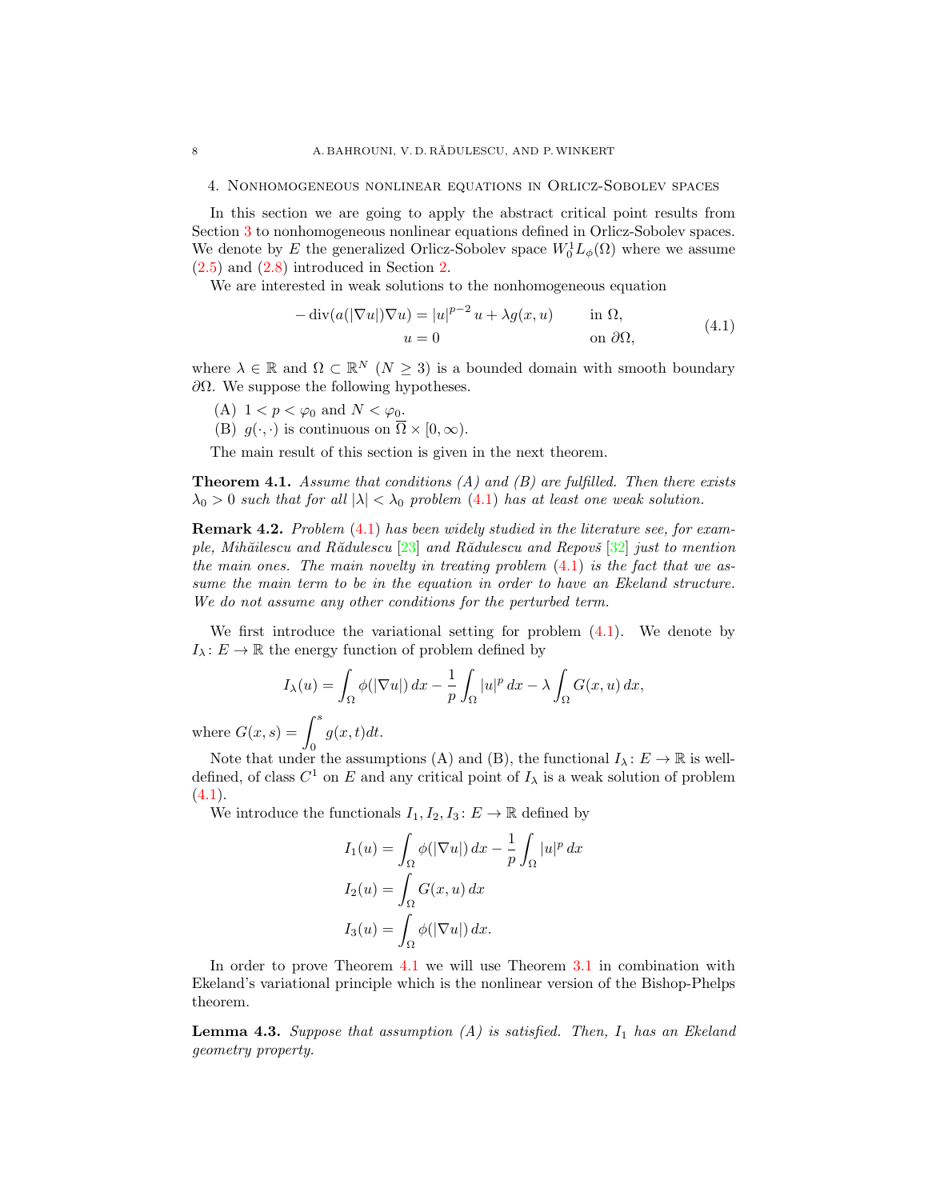## 4. Nonhomogeneous nonlinear equations in Orlicz-Sobolev spaces

In this section we are going to apply the abstract critical point results from Section 3 to nonhomogeneous nonlinear equations defined in Orlicz-Sobolev spaces. We denote by $E$ the generalized Orlicz-Sobolev space $W_0^1 L_\phi(\Omega)$ where we assume (2.5) and (2.8) introduced in Section 2.

We are interested in weak solutions to the nonhomogeneous equation

$$
\begin{aligned}
-\operatorname{div}(a(|\nabla u|)\nabla u) &= |u|^{p-2}u + \lambda g(x,u) && \text{in } \Omega,\\
u &= 0 && \text{on } \partial\Omega,
\end{aligned}
\tag{4.1}
$$

where $\lambda \in \mathbb{R}$ and $\Omega \subset \mathbb{R}^N$ $(N \geq 3)$ is a bounded domain with smooth boundary $\partial\Omega$. We suppose the following hypotheses.

(A) $1 < p < \varphi_0$ and $N < \varphi_0$.

(B) $g(\cdot,\cdot)$ is continuous on $\overline{\Omega} \times [0,\infty)$.

The main result of this section is given in the next theorem.

**Theorem 4.1.** *Assume that conditions (A) and (B) are fulfilled. Then there exists $\lambda_0 > 0$ such that for all $|\lambda| < \lambda_0$ problem (4.1) has at least one weak solution.*

**Remark 4.2.** *Problem (4.1) has been widely studied in the literature see, for example, Mihăilescu and Rădulescu [23] and Rădulescu and Repovš [32] just to mention the main ones. The main novelty in treating problem (4.1) is the fact that we assume the main term to be in the equation in order to have an Ekeland structure. We do not assume any other conditions for the perturbed term.*

We first introduce the variational setting for problem (4.1). We denote by $I_\lambda \colon E \to \mathbb{R}$ the energy function of problem defined by

$$
I_\lambda(u) = \int_\Omega \phi(|\nabla u|)\,dx - \frac{1}{p}\int_\Omega |u|^p\,dx - \lambda \int_\Omega G(x,u)\,dx,
$$

where $G(x,s) = \displaystyle\int_0^s g(x,t)dt$.

Note that under the assumptions (A) and (B), the functional $I_\lambda \colon E \to \mathbb{R}$ is well-defined, of class $C^1$ on $E$ and any critical point of $I_\lambda$ is a weak solution of problem (4.1).

We introduce the functionals $I_1, I_2, I_3 \colon E \to \mathbb{R}$ defined by

$$
\begin{aligned}
I_1(u) &= \int_\Omega \phi(|\nabla u|)\,dx - \frac{1}{p}\int_\Omega |u|^p\,dx\\
I_2(u) &= \int_\Omega G(x,u)\,dx\\
I_3(u) &= \int_\Omega \phi(|\nabla u|)\,dx.
\end{aligned}
$$

In order to prove Theorem 4.1 we will use Theorem 3.1 in combination with Ekeland's variational principle which is the nonlinear version of the Bishop-Phelps theorem.

**Lemma 4.3.** *Suppose that assumption (A) is satisfied. Then, $I_1$ has an Ekeland geometry property.*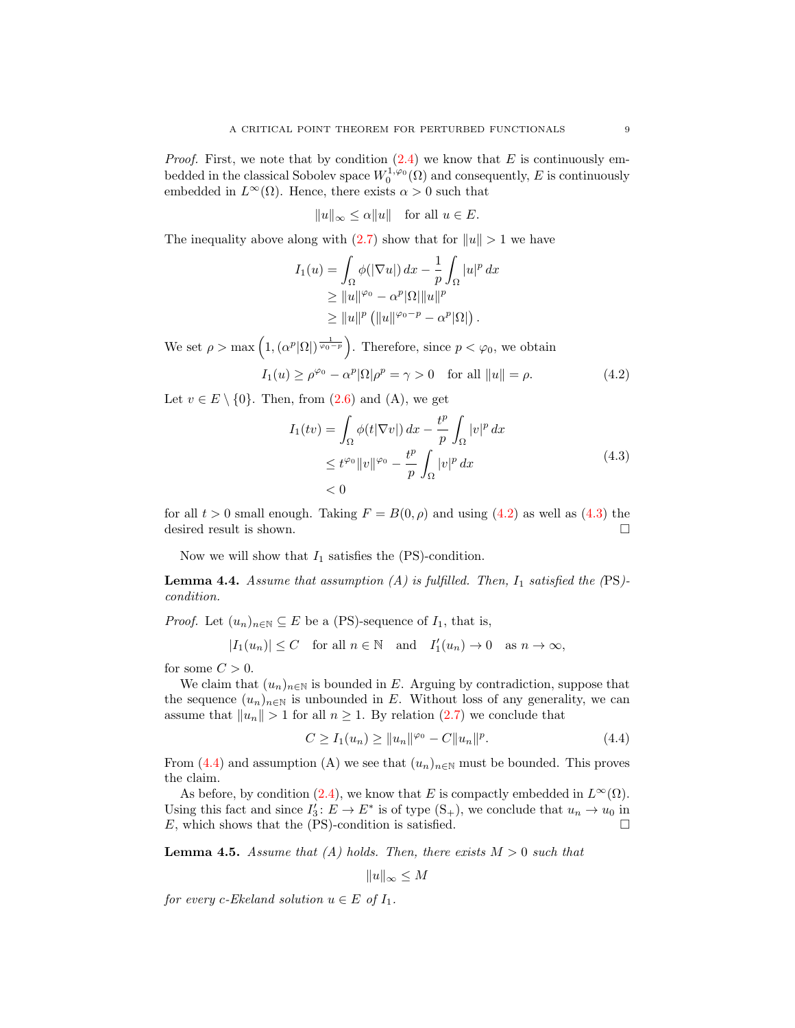*Proof.* First, we note that by condition (2.4) we know that $E$ is continuously embedded in the classical Sobolev space $W_0^{1,\varphi_0}(\Omega)$ and consequently, $E$ is continuously embedded in $L^\infty(\Omega)$. Hence, there exists $\alpha > 0$ such that

$$\|u\|_\infty \leq \alpha \|u\| \quad \text{for all } u \in E.$$

The inequality above along with (2.7) show that for $\|u\| > 1$ we have

$$\begin{aligned}
I_1(u) &= \int_\Omega \phi(|\nabla u|)\, dx - \frac{1}{p}\int_\Omega |u|^p\, dx \\
&\geq \|u\|^{\varphi_0} - \alpha^p |\Omega| \|u\|^p \\
&\geq \|u\|^p \left( \|u\|^{\varphi_0 - p} - \alpha^p |\Omega| \right).
\end{aligned}$$

We set $\rho > \max\left(1, (\alpha^p|\Omega|)^{\frac{1}{\varphi_0 - p}}\right)$. Therefore, since $p < \varphi_0$, we obtain

$$I_1(u) \geq \rho^{\varphi_0} - \alpha^p |\Omega| \rho^p = \gamma > 0 \quad \text{for all } \|u\| = \rho. \tag{4.2}$$

Let $v \in E \setminus \{0\}$. Then, from (2.6) and (A), we get

$$\begin{aligned}
I_1(tv) &= \int_\Omega \phi(t|\nabla v|)\, dx - \frac{t^p}{p}\int_\Omega |v|^p\, dx \\
&\leq t^{\varphi_0}\|v\|^{\varphi_0} - \frac{t^p}{p}\int_\Omega |v|^p\, dx \\
&< 0
\end{aligned} \tag{4.3}$$

for all $t > 0$ small enough. Taking $F = B(0, \rho)$ and using (4.2) as well as (4.3) the desired result is shown. $\square$

Now we will show that $I_1$ satisfies the (PS)-condition.

**Lemma 4.4.** *Assume that assumption (A) is fulfilled. Then, $I_1$ satisfied the (*PS*)-condition.*

*Proof.* Let $(u_n)_{n\in\mathbb{N}} \subseteq E$ be a (PS)-sequence of $I_1$, that is,

$$|I_1(u_n)| \leq C \quad \text{for all } n \in \mathbb{N} \quad \text{and} \quad I_1'(u_n) \to 0 \quad \text{as } n \to \infty,$$

for some $C > 0$.

We claim that $(u_n)_{n\in\mathbb{N}}$ is bounded in $E$. Arguing by contradiction, suppose that the sequence $(u_n)_{n\in\mathbb{N}}$ is unbounded in $E$. Without loss of any generality, we can assume that $\|u_n\| > 1$ for all $n \geq 1$. By relation (2.7) we conclude that

$$C \geq I_1(u_n) \geq \|u_n\|^{\varphi_0} - C\|u_n\|^p. \tag{4.4}$$

From (4.4) and assumption (A) we see that $(u_n)_{n\in\mathbb{N}}$ must be bounded. This proves the claim.

As before, by condition (2.4), we know that $E$ is compactly embedded in $L^\infty(\Omega)$. Using this fact and since $I_3'\colon E \to E^*$ is of type $(\mathrm{S}_+)$, we conclude that $u_n \to u_0$ in $E$, which shows that the (PS)-condition is satisfied. $\square$

**Lemma 4.5.** *Assume that (A) holds. Then, there exists $M > 0$ such that*

$$\|u\|_\infty \leq M$$

*for every $c$-Ekeland solution $u \in E$ of $I_1$.*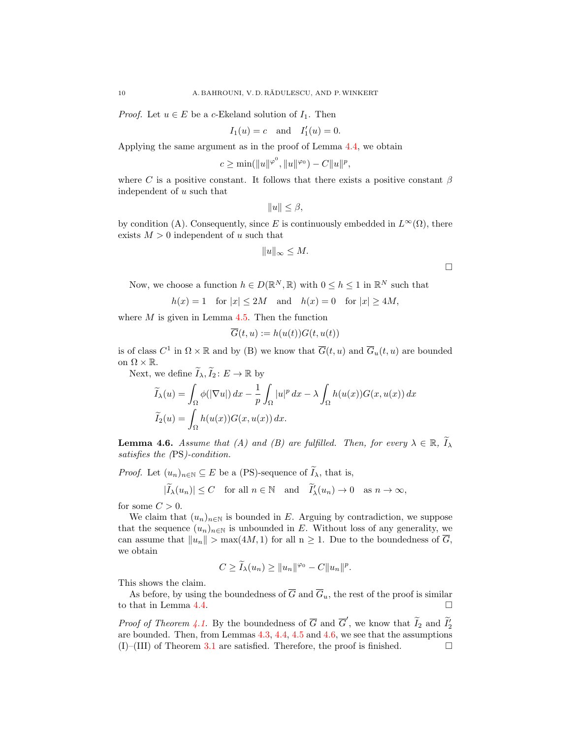*Proof.* Let $u \in E$ be a $c$-Ekeland solution of $I_1$. Then

$$I_1(u) = c \quad \text{and} \quad I_1'(u) = 0.$$

Applying the same argument as in the proof of Lemma 4.4, we obtain

$$c \geq \min(\|u\|^{\varphi^0}, \|u\|^{\varphi_0}) - C\|u\|^p,$$

where $C$ is a positive constant. It follows that there exists a positive constant $\beta$ independent of $u$ such that

$$\|u\| \leq \beta,$$

by condition (A). Consequently, since $E$ is continuously embedded in $L^\infty(\Omega)$, there exists $M > 0$ independent of $u$ such that

$$\|u\|_\infty \leq M.$$

□

Now, we choose a function $h \in D(\mathbb{R}^N, \mathbb{R})$ with $0 \leq h \leq 1$ in $\mathbb{R}^N$ such that

$$h(x) = 1 \quad \text{for } |x| \leq 2M \quad \text{and} \quad h(x) = 0 \quad \text{for } |x| \geq 4M,$$

where $M$ is given in Lemma 4.5. Then the function

$$\overline{G}(t, u) := h(u(t))G(t, u(t))$$

is of class $C^1$ in $\Omega \times \mathbb{R}$ and by (B) we know that $\overline{G}(t, u)$ and $\overline{G}_u(t, u)$ are bounded on $\Omega \times \mathbb{R}$.

Next, we define $\widetilde{I}_\lambda, \widetilde{I}_2 \colon E \to \mathbb{R}$ by

$$\widetilde{I}_\lambda(u) = \int_\Omega \phi(|\nabla u|)\,dx - \frac{1}{p}\int_\Omega |u|^p\,dx - \lambda \int_\Omega h(u(x))G(x, u(x))\,dx$$

$$\widetilde{I}_2(u) = \int_\Omega h(u(x))G(x, u(x))\,dx.$$

**Lemma 4.6.** *Assume that (A) and (B) are fulfilled. Then, for every $\lambda \in \mathbb{R}$, $\widetilde{I}_\lambda$ satisfies the* (PS)*-condition.*

*Proof.* Let $(u_n)_{n\in\mathbb{N}} \subseteq E$ be a (PS)-sequence of $\widetilde{I}_\lambda$, that is,

$$|\widetilde{I}_\lambda(u_n)| \leq C \quad \text{for all } n \in \mathbb{N} \quad \text{and} \quad \widetilde{I}_\lambda'(u_n) \to 0 \quad \text{as } n \to \infty,$$

for some $C > 0$.

We claim that $(u_n)_{n\in\mathbb{N}}$ is bounded in $E$. Arguing by contradiction, we suppose that the sequence $(u_n)_{n\in\mathbb{N}}$ is unbounded in $E$. Without loss of any generality, we can assume that $\|u_n\| > \max(4M, 1)$ for all n $\geq 1$. Due to the boundedness of $\overline{G}$, we obtain

$$C \geq \widetilde{I}_\lambda(u_n) \geq \|u_n\|^{\varphi_0} - C\|u_n\|^p.$$

This shows the claim.

As before, by using the boundedness of $\overline{G}$ and $\overline{G}_u$, the rest of the proof is similar to that in Lemma 4.4. □

*Proof of Theorem 4.1.* By the boundedness of $\overline{G}$ and $\overline{G}'$, we know that $\widetilde{I}_2$ and $\widetilde{I}_2'$ are bounded. Then, from Lemmas 4.3, 4.4, 4.5 and 4.6, we see that the assumptions (I)–(III) of Theorem 3.1 are satisfied. Therefore, the proof is finished. □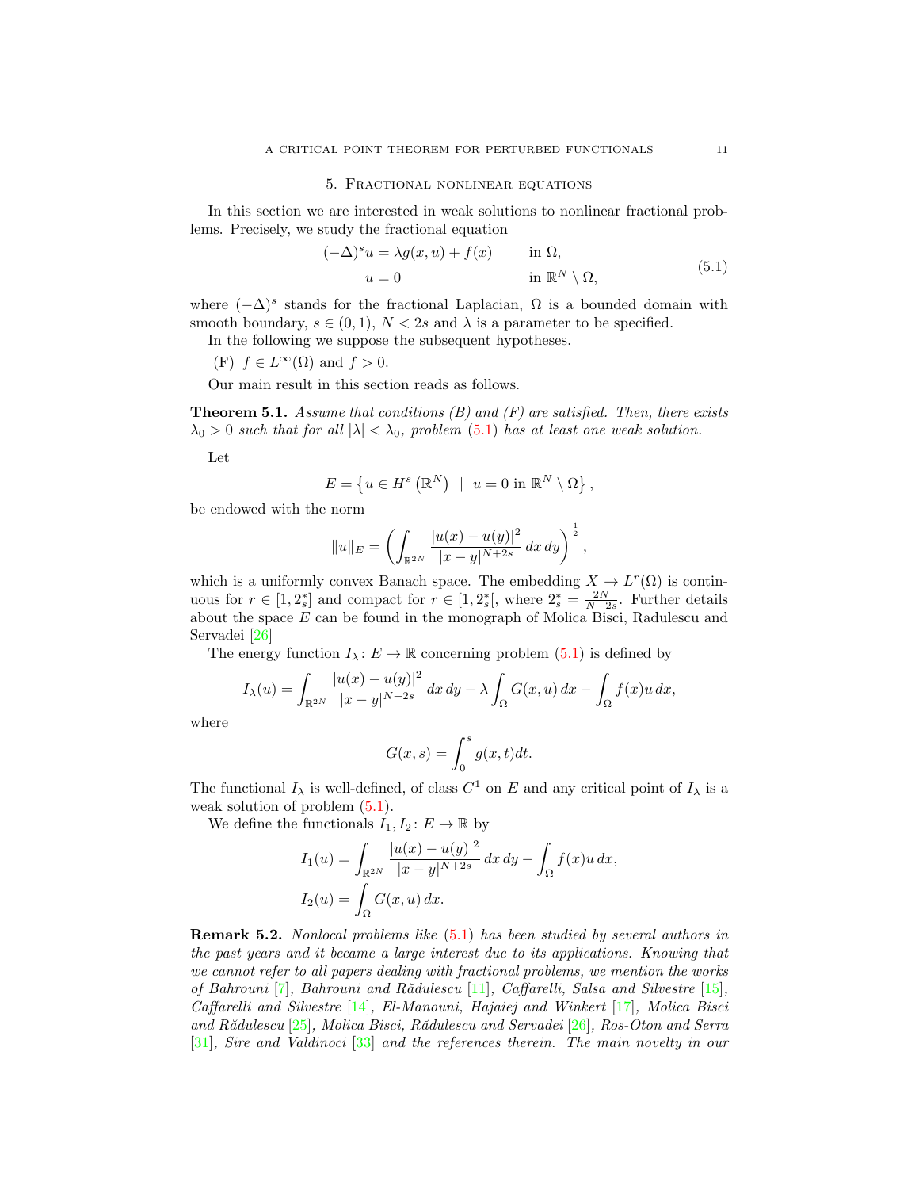## 5. Fractional nonlinear equations

In this section we are interested in weak solutions to nonlinear fractional problems. Precisely, we study the fractional equation

$$
\begin{aligned}
(-\Delta)^s u &= \lambda g(x,u) + f(x) \qquad && \text{in } \Omega, \\
u &= 0 && \text{in } \mathbb{R}^N \setminus \Omega,
\end{aligned}
\tag{5.1}
$$

where $(-\Delta)^s$ stands for the fractional Laplacian, $\Omega$ is a bounded domain with smooth boundary, $s \in (0,1)$, $N < 2s$ and $\lambda$ is a parameter to be specified.

In the following we suppose the subsequent hypotheses.

(F) $f \in L^\infty(\Omega)$ and $f > 0$.

Our main result in this section reads as follows.

**Theorem 5.1.** *Assume that conditions (B) and (F) are satisfied. Then, there exists $\lambda_0 > 0$ such that for all $|\lambda| < \lambda_0$, problem (5.1) has at least one weak solution.*

Let

$$
E = \left\{ u \in H^s\left(\mathbb{R}^N\right) \;\mid\; u = 0 \text{ in } \mathbb{R}^N \setminus \Omega \right\},
$$

be endowed with the norm

$$
\|u\|_E = \left( \int_{\mathbb{R}^{2N}} \frac{|u(x)-u(y)|^2}{|x-y|^{N+2s}}\, dx\, dy \right)^{\frac{1}{2}},
$$

which is a uniformly convex Banach space. The embedding $X \to L^r(\Omega)$ is continuous for $r \in [1, 2_s^*]$ and compact for $r \in [1, 2_s^*[$, where $2_s^* = \frac{2N}{N-2s}$. Further details about the space $E$ can be found in the monograph of Molica Bisci, Radulescu and Servadei [26]

The energy function $I_\lambda \colon E \to \mathbb{R}$ concerning problem (5.1) is defined by

$$
I_\lambda(u) = \int_{\mathbb{R}^{2N}} \frac{|u(x)-u(y)|^2}{|x-y|^{N+2s}}\, dx\, dy - \lambda \int_\Omega G(x,u)\, dx - \int_\Omega f(x) u\, dx,
$$

where

$$
G(x,s) = \int_0^s g(x,t) dt.
$$

The functional $I_\lambda$ is well-defined, of class $C^1$ on $E$ and any critical point of $I_\lambda$ is a weak solution of problem (5.1).

We define the functionals $I_1, I_2 \colon E \to \mathbb{R}$ by

$$
\begin{aligned}
I_1(u) &= \int_{\mathbb{R}^{2N}} \frac{|u(x)-u(y)|^2}{|x-y|^{N+2s}}\, dx\, dy - \int_\Omega f(x) u\, dx, \\
I_2(u) &= \int_\Omega G(x,u)\, dx.
\end{aligned}
$$

**Remark 5.2.** *Nonlocal problems like (5.1) has been studied by several authors in the past years and it became a large interest due to its applications. Knowing that we cannot refer to all papers dealing with fractional problems, we mention the works of Bahrouni [7], Bahrouni and Rădulescu [11], Caffarelli, Salsa and Silvestre [15], Caffarelli and Silvestre [14], El-Manouni, Hajaiej and Winkert [17], Molica Bisci and Rădulescu [25], Molica Bisci, Rădulescu and Servadei [26], Ros-Oton and Serra [31], Sire and Valdinoci [33] and the references therein. The main novelty in our*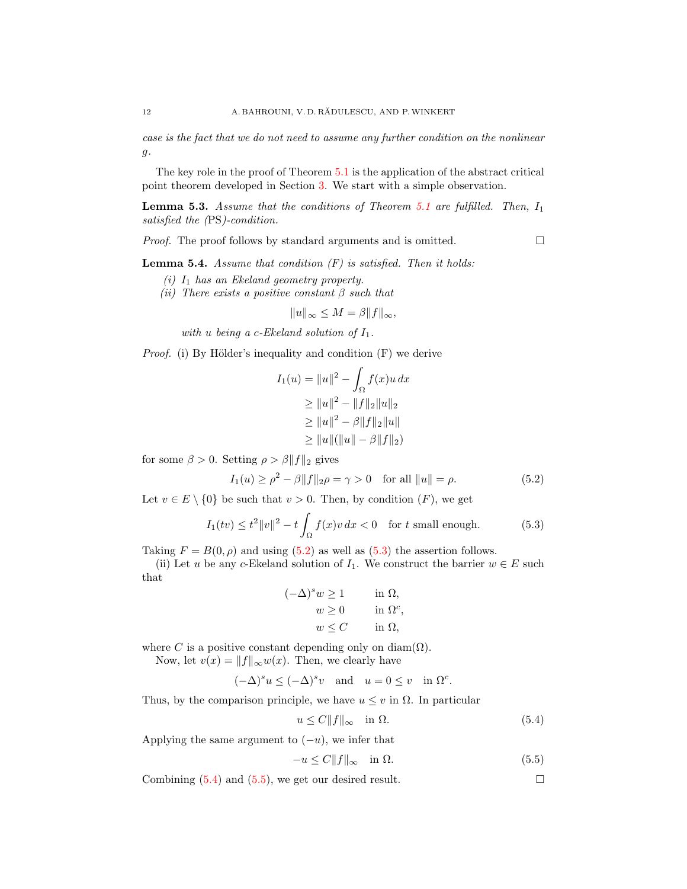*case is the fact that we do not need to assume any further condition on the nonlinear $g$.*

The key role in the proof of Theorem 5.1 is the application of the abstract critical point theorem developed in Section 3. We start with a simple observation.

**Lemma 5.3.** *Assume that the conditions of Theorem 5.1 are fulfilled. Then, $I_1$ satisfied the* (PS)*-condition.*

*Proof.* The proof follows by standard arguments and is omitted. □

**Lemma 5.4.** *Assume that condition (F) is satisfied. Then it holds:*

*(i) $I_1$ has an Ekeland geometry property.*
*(ii) There exists a positive constant $\beta$ such that*

$$\|u\|_\infty \leq M = \beta \|f\|_\infty,$$

*with $u$ being a $c$-Ekeland solution of $I_1$.*

*Proof.* (i) By Hölder's inequality and condition (F) we derive

$$\begin{aligned}
I_1(u) &= \|u\|^2 - \int_\Omega f(x) u \, dx \\
&\geq \|u\|^2 - \|f\|_2 \|u\|_2 \\
&\geq \|u\|^2 - \beta \|f\|_2 \|u\| \\
&\geq \|u\| (\|u\| - \beta \|f\|_2)
\end{aligned}$$

for some $\beta > 0$. Setting $\rho > \beta \|f\|_2$ gives

$$I_1(u) \geq \rho^2 - \beta \|f\|_2 \rho = \gamma > 0 \quad \text{for all } \|u\| = \rho. \tag{5.2}$$

Let $v \in E \setminus \{0\}$ be such that $v > 0$. Then, by condition $(F)$, we get

$$I_1(tv) \leq t^2 \|v\|^2 - t \int_\Omega f(x) v \, dx < 0 \quad \text{for } t \text{ small enough.} \tag{5.3}$$

Taking $F = B(0, \rho)$ and using (5.2) as well as (5.3) the assertion follows.

(ii) Let $u$ be any $c$-Ekeland solution of $I_1$. We construct the barrier $w \in E$ such that

$$\begin{aligned}
(-\Delta)^s w &\geq 1 \qquad \text{in } \Omega, \\
w &\geq 0 \qquad \text{in } \Omega^c, \\
w &\leq C \qquad \text{in } \Omega,
\end{aligned}$$

where $C$ is a positive constant depending only on $\operatorname{diam}(\Omega)$.

Now, let $v(x) = \|f\|_\infty w(x)$. Then, we clearly have

$$(-\Delta)^s u \leq (-\Delta)^s v \quad \text{and} \quad u = 0 \leq v \quad \text{in } \Omega^c.$$

Thus, by the comparison principle, we have $u \leq v$ in $\Omega$. In particular

$$u \leq C \|f\|_\infty \quad \text{in } \Omega. \tag{5.4}$$

Applying the same argument to $(-u)$, we infer that

$$-u \leq C \|f\|_\infty \quad \text{in } \Omega. \tag{5.5}$$

Combining (5.4) and (5.5), we get our desired result. □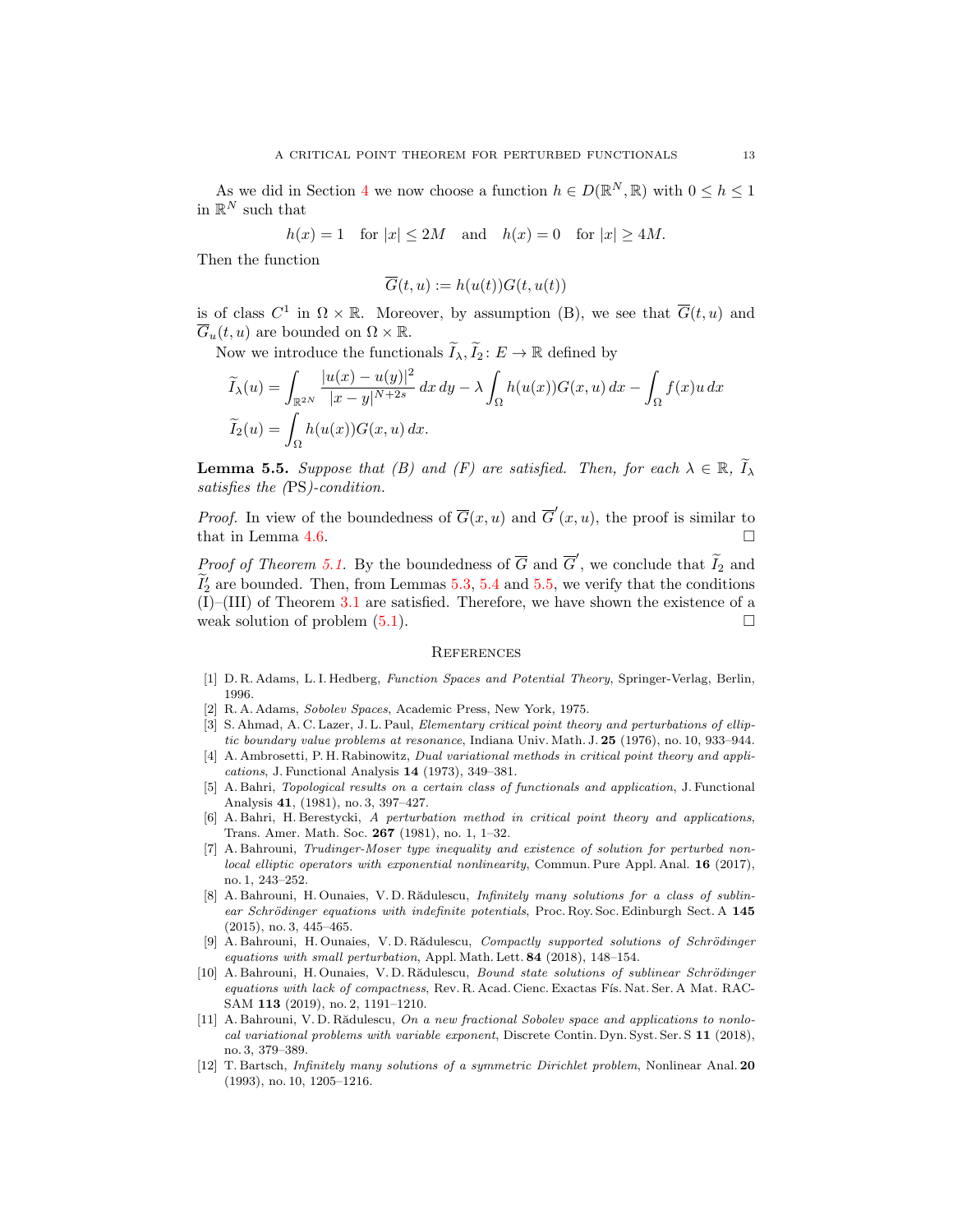As we did in Section 4 we now choose a function $h \in D(\mathbb{R}^N, \mathbb{R})$ with $0 \le h \le 1$ in $\mathbb{R}^N$ such that

$$h(x) = 1 \quad \text{for } |x| \le 2M \quad \text{and} \quad h(x) = 0 \quad \text{for } |x| \ge 4M.$$

Then the function

$$\overline{G}(t,u) := h(u(t))G(t,u(t))$$

is of class $C^1$ in $\Omega \times \mathbb{R}$. Moreover, by assumption (B), we see that $\overline{G}(t,u)$ and $\overline{G}_u(t,u)$ are bounded on $\Omega \times \mathbb{R}$.

Now we introduce the functionals $\widetilde{I}_\lambda, \widetilde{I}_2 \colon E \to \mathbb{R}$ defined by

$$\widetilde{I}_\lambda(u) = \int_{\mathbb{R}^{2N}} \frac{|u(x)-u(y)|^2}{|x-y|^{N+2s}}\,dx\,dy - \lambda \int_\Omega h(u(x))G(x,u)\,dx - \int_\Omega f(x)u\,dx$$
$$\widetilde{I}_2(u) = \int_\Omega h(u(x))G(x,u)\,dx.$$

**Lemma 5.5.** *Suppose that (B) and (F) are satisfied. Then, for each $\lambda \in \mathbb{R}$, $\widetilde{I}_\lambda$ satisfies the (PS)-condition.*

*Proof.* In view of the boundedness of $\overline{G}(x,u)$ and $\overline{G}'(x,u)$, the proof is similar to that in Lemma 4.6. $\square$

*Proof of Theorem 5.1.* By the boundedness of $\overline{G}$ and $\overline{G}'$, we conclude that $\widetilde{I}_2$ and $\widetilde{I}_2'$ are bounded. Then, from Lemmas 5.3, 5.4 and 5.5, we verify that the conditions (I)–(III) of Theorem 3.1 are satisfied. Therefore, we have shown the existence of a weak solution of problem (5.1). $\square$

## References

[1] D. R. Adams, L. I. Hedberg, *Function Spaces and Potential Theory*, Springer-Verlag, Berlin, 1996.

[2] R. A. Adams, *Sobolev Spaces*, Academic Press, New York, 1975.

[3] S. Ahmad, A. C. Lazer, J. L. Paul, *Elementary critical point theory and perturbations of elliptic boundary value problems at resonance*, Indiana Univ. Math. J. **25** (1976), no. 10, 933–944.

[4] A. Ambrosetti, P. H. Rabinowitz, *Dual variational methods in critical point theory and applications*, J. Functional Analysis **14** (1973), 349–381.

[5] A. Bahri, *Topological results on a certain class of functionals and application*, J. Functional Analysis **41**, (1981), no. 3, 397–427.

[6] A. Bahri, H. Berestycki, *A perturbation method in critical point theory and applications*, Trans. Amer. Math. Soc. **267** (1981), no. 1, 1–32.

[7] A. Bahrouni, *Trudinger-Moser type inequality and existence of solution for perturbed nonlocal elliptic operators with exponential nonlinearity*, Commun. Pure Appl. Anal. **16** (2017), no. 1, 243–252.

[8] A. Bahrouni, H. Ounaies, V. D. Rădulescu, *Infinitely many solutions for a class of sublinear Schrödinger equations with indefinite potentials*, Proc. Roy. Soc. Edinburgh Sect. A **145** (2015), no. 3, 445–465.

[9] A. Bahrouni, H. Ounaies, V. D. Rădulescu, *Compactly supported solutions of Schrödinger equations with small perturbation*, Appl. Math. Lett. **84** (2018), 148–154.

[10] A. Bahrouni, H. Ounaies, V. D. Rădulescu, *Bound state solutions of sublinear Schrödinger equations with lack of compactness*, Rev. R. Acad. Cienc. Exactas Fís. Nat. Ser. A Mat. RACSAM **113** (2019), no. 2, 1191–1210.

[11] A. Bahrouni, V. D. Rădulescu, *On a new fractional Sobolev space and applications to nonlocal variational problems with variable exponent*, Discrete Contin. Dyn. Syst. Ser. S **11** (2018), no. 3, 379–389.

[12] T. Bartsch, *Infinitely many solutions of a symmetric Dirichlet problem*, Nonlinear Anal. **20** (1993), no. 10, 1205–1216.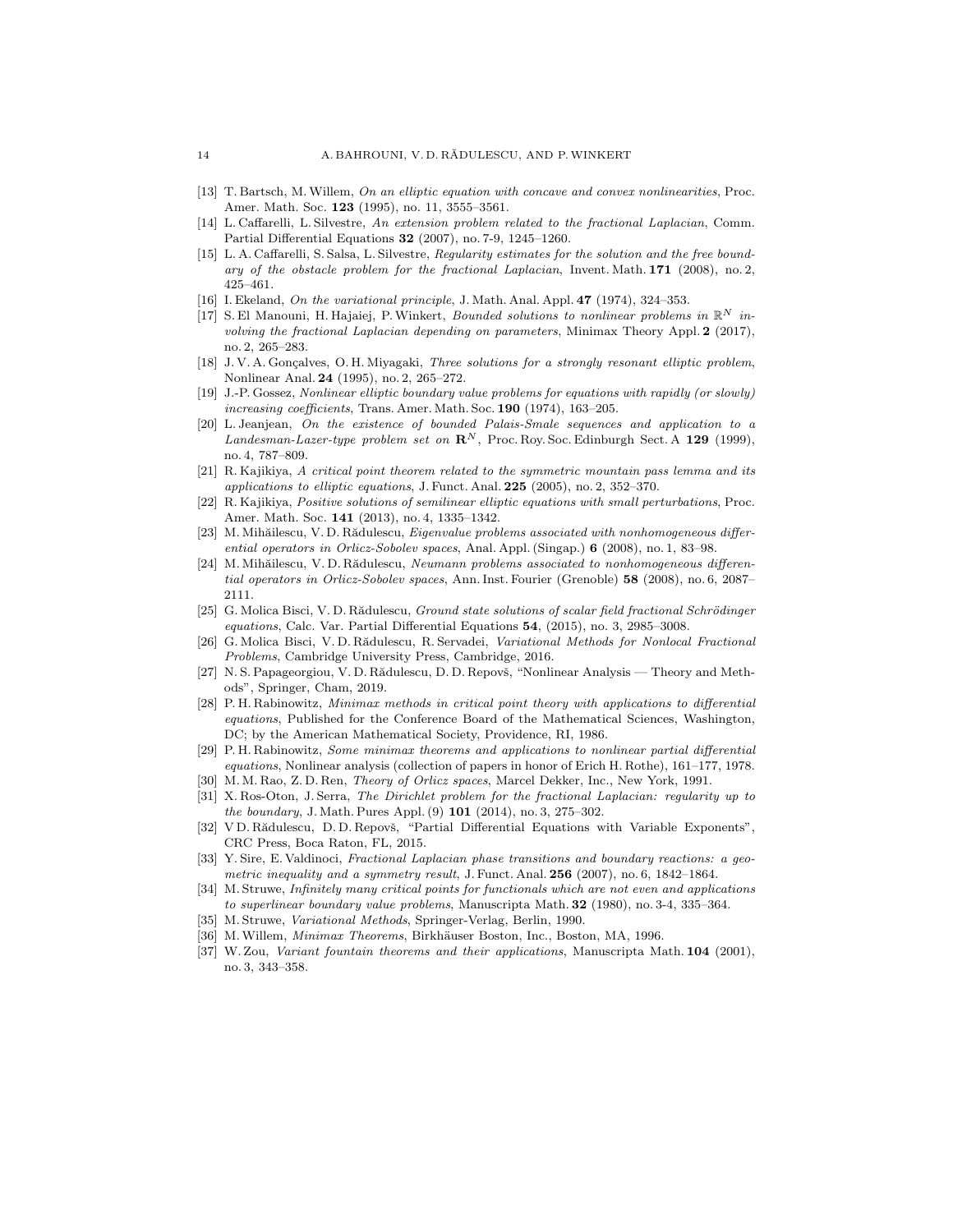[13] T. Bartsch, M. Willem, *On an elliptic equation with concave and convex nonlinearities*, Proc. Amer. Math. Soc. **123** (1995), no. 11, 3555–3561.

[14] L. Caffarelli, L. Silvestre, *An extension problem related to the fractional Laplacian*, Comm. Partial Differential Equations **32** (2007), no. 7-9, 1245–1260.

[15] L. A. Caffarelli, S. Salsa, L. Silvestre, *Regularity estimates for the solution and the free boundary of the obstacle problem for the fractional Laplacian*, Invent. Math. **171** (2008), no. 2, 425–461.

[16] I. Ekeland, *On the variational principle*, J. Math. Anal. Appl. **47** (1974), 324–353.

[17] S. El Manouni, H. Hajaiej, P. Winkert, *Bounded solutions to nonlinear problems in $\mathbb{R}^N$ involving the fractional Laplacian depending on parameters*, Minimax Theory Appl. **2** (2017), no. 2, 265–283.

[18] J. V. A. Gonçalves, O. H. Miyagaki, *Three solutions for a strongly resonant elliptic problem*, Nonlinear Anal. **24** (1995), no. 2, 265–272.

[19] J.-P. Gossez, *Nonlinear elliptic boundary value problems for equations with rapidly (or slowly) increasing coefficients*, Trans. Amer. Math. Soc. **190** (1974), 163–205.

[20] L. Jeanjean, *On the existence of bounded Palais-Smale sequences and application to a Landesman-Lazer-type problem set on $\mathbf{R}^N$*, Proc. Roy. Soc. Edinburgh Sect. A **129** (1999), no. 4, 787–809.

[21] R. Kajikiya, *A critical point theorem related to the symmetric mountain pass lemma and its applications to elliptic equations*, J. Funct. Anal. **225** (2005), no. 2, 352–370.

[22] R. Kajikiya, *Positive solutions of semilinear elliptic equations with small perturbations*, Proc. Amer. Math. Soc. **141** (2013), no. 4, 1335–1342.

[23] M. Mihăilescu, V. D. Rădulescu, *Eigenvalue problems associated with nonhomogeneous differential operators in Orlicz-Sobolev spaces*, Anal. Appl. (Singap.) **6** (2008), no. 1, 83–98.

[24] M. Mihăilescu, V. D. Rădulescu, *Neumann problems associated to nonhomogeneous differential operators in Orlicz-Sobolev spaces*, Ann. Inst. Fourier (Grenoble) **58** (2008), no. 6, 2087–2111.

[25] G. Molica Bisci, V. D. Rădulescu, *Ground state solutions of scalar field fractional Schrödinger equations*, Calc. Var. Partial Differential Equations **54**, (2015), no. 3, 2985–3008.

[26] G. Molica Bisci, V. D. Rădulescu, R. Servadei, *Variational Methods for Nonlocal Fractional Problems*, Cambridge University Press, Cambridge, 2016.

[27] N. S. Papageorgiou, V. D. Rădulescu, D. D. Repovš, "Nonlinear Analysis — Theory and Methods", Springer, Cham, 2019.

[28] P. H. Rabinowitz, *Minimax methods in critical point theory with applications to differential equations*, Published for the Conference Board of the Mathematical Sciences, Washington, DC; by the American Mathematical Society, Providence, RI, 1986.

[29] P. H. Rabinowitz, *Some minimax theorems and applications to nonlinear partial differential equations*, Nonlinear analysis (collection of papers in honor of Erich H. Rothe), 161–177, 1978.

[30] M. M. Rao, Z. D. Ren, *Theory of Orlicz spaces*, Marcel Dekker, Inc., New York, 1991.

[31] X. Ros-Oton, J. Serra, *The Dirichlet problem for the fractional Laplacian: regularity up to the boundary*, J. Math. Pures Appl. (9) **101** (2014), no. 3, 275–302.

[32] V D. Rădulescu, D. D. Repovš, "Partial Differential Equations with Variable Exponents", CRC Press, Boca Raton, FL, 2015.

[33] Y. Sire, E. Valdinoci, *Fractional Laplacian phase transitions and boundary reactions: a geometric inequality and a symmetry result*, J. Funct. Anal. **256** (2007), no. 6, 1842–1864.

[34] M. Struwe, *Infinitely many critical points for functionals which are not even and applications to superlinear boundary value problems*, Manuscripta Math. **32** (1980), no. 3-4, 335–364.

[35] M. Struwe, *Variational Methods*, Springer-Verlag, Berlin, 1990.

[36] M. Willem, *Minimax Theorems*, Birkhäuser Boston, Inc., Boston, MA, 1996.

[37] W. Zou, *Variant fountain theorems and their applications*, Manuscripta Math. **104** (2001), no. 3, 343–358.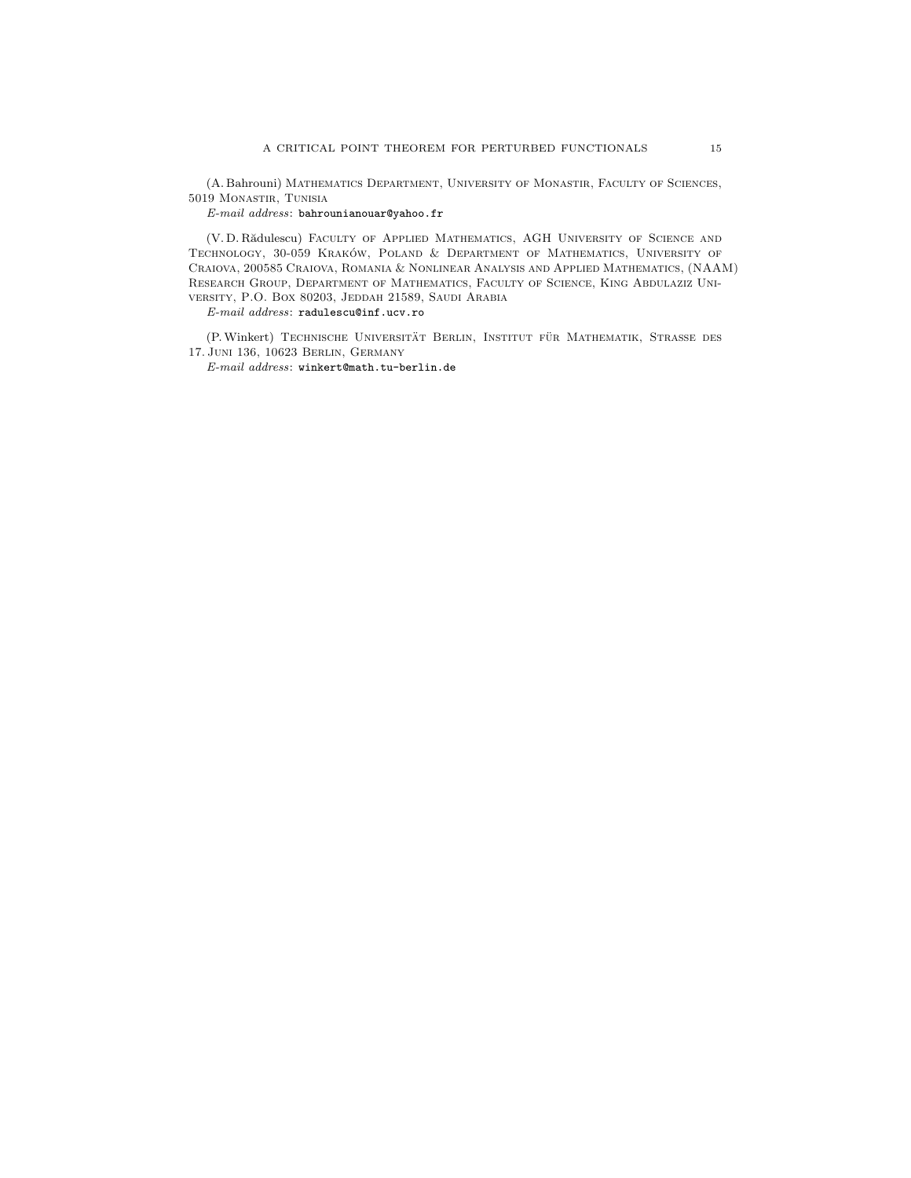(A. Bahrouni) Mathematics Department, University of Monastir, Faculty of Sciences, 5019 Monastir, Tunisia

*E-mail address*: bahrounianouar@yahoo.fr

(V. D. Rădulescu) Faculty of Applied Mathematics, AGH University of Science and Technology, 30-059 Kraków, Poland & Department of Mathematics, University of Craiova, 200585 Craiova, Romania & Nonlinear Analysis and Applied Mathematics, (NAAM) Research Group, Department of Mathematics, Faculty of Science, King Abdulaziz University, P.O. Box 80203, Jeddah 21589, Saudi Arabia

*E-mail address*: radulescu@inf.ucv.ro

(P. Winkert) Technische Universität Berlin, Institut für Mathematik, Strasse des 17. Juni 136, 10623 Berlin, Germany

*E-mail address*: winkert@math.tu-berlin.de